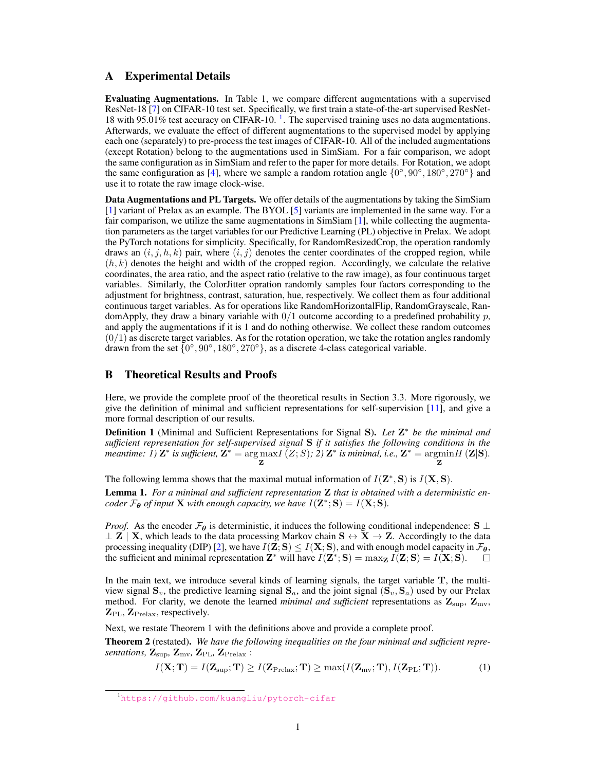# A Experimental Details

**Evaluating Augmentations.** In Table 1, we compare different augmentations with a supervised ResNet-18 [7] on CIFAR-10 test set. Specifically, we first train a state-of-the-art supervised ResNet-18 with 95.01% test accuracy on CIFAR-10. [1]. The supervised training uses no data augmentations. Afterwards, we evaluate the effect of different augmentations to the supervised model by applying each one (separately) to pre-process the test images of CIFAR-10. All of the included augmentations (except Rotation) belong to the augmentations used in SimSiam. For a fair comparison, we adopt the same configuration as in SimSiam and refer to the paper for more details. For Rotation, we adopt the same configuration as [4], where we sample a random rotation angle $\{0°, 90°, 180°, 270°\}$ and use it to rotate the raw image clock-wise.

**Data Augmentations and PL Targets.** We offer details of the augmentations by taking the SimSiam [1] variant of Prelax as an example. The BYOL [5] variants are implemented in the same way. For a fair comparison, we utilize the same augmentations in SimSiam [1], while collecting the augmentation parameters as the target variables for our Predictive Learning (PL) objective in Prelax. We adopt the PyTorch notations for simplicity. Specifically, for RandomResizedCrop, the operation randomly draws an $(i, j, h, k)$ pair, where $(i, j)$ denotes the center coordinates of the cropped region, while $(h, k)$ denotes the height and width of the cropped region. Accordingly, we calculate the relative coordinates, the area ratio, and the aspect ratio (relative to the raw image), as four continuous target variables. Similarly, the ColorJitter opration randomly samples four factors corresponding to the adjustment for brightness, contrast, saturation, hue, respectively. We collect them as four additional continuous target variables. As for operations like RandomHorizontalFlip, RandomGrayscale, RandomApply, they draw a binary variable with $0/1$ outcome according to a predefined probability $p$, and apply the augmentations if it is 1 and do nothing otherwise. We collect these random outcomes $(0/1)$ as discrete target variables. As for the rotation operation, we take the rotation angles randomly drawn from the set $\{0°, 90°, 180°, 270°\}$, as a discrete 4-class categorical variable.

# B Theoretical Results and Proofs

Here, we provide the complete proof of the theoretical results in Section 3.3. More rigorously, we give the definition of minimal and sufficient representations for self-supervision [11], and give a more formal description of our results.

**Definition 1** (Minimal and Sufficient Representations for Signal $\mathbf{S}$). *Let $\mathbf{Z}^*$ be the minimal and sufficient representation for self-supervised signal $\mathbf{S}$ if it satisfies the following conditions in the meantime: 1) $\mathbf{Z}^*$ is sufficient, $\mathbf{Z}^* = \arg\max_{\mathbf{Z}} I(Z; S)$; 2) $\mathbf{Z}^*$ is minimal, i.e., $\mathbf{Z}^* = \operatorname{argmin}_{\mathbf{Z}} H(\mathbf{Z}|\mathbf{S})$.*

The following lemma shows that the maximal mutual information of $I(\mathbf{Z}^*, \mathbf{S})$ is $I(\mathbf{X}, \mathbf{S})$.

**Lemma 1.** *For a minimal and sufficient representation $\mathbf{Z}$ that is obtained with a deterministic encoder $\mathcal{F}_{\boldsymbol{\theta}}$ of input $\mathbf{X}$ with enough capacity, we have $I(\mathbf{Z}^*; \mathbf{S}) = I(\mathbf{X}; \mathbf{S})$.*

*Proof.* As the encoder $\mathcal{F}_{\boldsymbol{\theta}}$ is deterministic, it induces the following conditional independence: $\mathbf{S} \perp\!\!\!\perp \mathbf{Z} \mid \mathbf{X}$, which leads to the data processing Markov chain $\mathbf{S} \leftrightarrow \mathbf{X} \rightarrow \mathbf{Z}$. Accordingly to the data processing inequality (DIP) [2], we have $I(\mathbf{Z}; \mathbf{S}) \leq I(\mathbf{X}; \mathbf{S})$, and with enough model capacity in $\mathcal{F}_{\boldsymbol{\theta}}$, the sufficient and minimal representation $\mathbf{Z}^*$ will have $I(\mathbf{Z}^*; \mathbf{S}) = \max_{\mathbf{Z}} I(\mathbf{Z}; \mathbf{S}) = I(\mathbf{X}; \mathbf{S})$. □

In the main text, we introduce several kinds of learning signals, the target variable $\mathbf{T}$, the multi-view signal $\mathbf{S}_v$, the predictive learning signal $\mathbf{S}_a$, and the joint signal $(\mathbf{S}_v, \mathbf{S}_a)$ used by our Prelax method. For clarity, we denote the learned *minimal and sufficient* representations as $\mathbf{Z}_{\text{sup}}$, $\mathbf{Z}_{\text{mv}}$, $\mathbf{Z}_{\text{PL}}$, $\mathbf{Z}_{\text{Prelax}}$, respectively.

Next, we restate Theorem 1 with the definitions above and provide a complete proof.

**Theorem 2** (restated). *We have the following inequalities on the four minimal and sufficient representations, $\mathbf{Z}_{\text{sup}}$, $\mathbf{Z}_{\text{mv}}$, $\mathbf{Z}_{\text{PL}}$, $\mathbf{Z}_{\text{Prelax}}$ :*

$$I(\mathbf{X}; \mathbf{T}) = I(\mathbf{Z}_{\text{sup}}; \mathbf{T}) \geq I(\mathbf{Z}_{\text{Prelax}}; \mathbf{T}) \geq \max(I(\mathbf{Z}_{\text{mv}}; \mathbf{T}), I(\mathbf{Z}_{\text{PL}}; \mathbf{T})). \tag{1}$$

[1] https://github.com/kuangliu/pytorch-cifar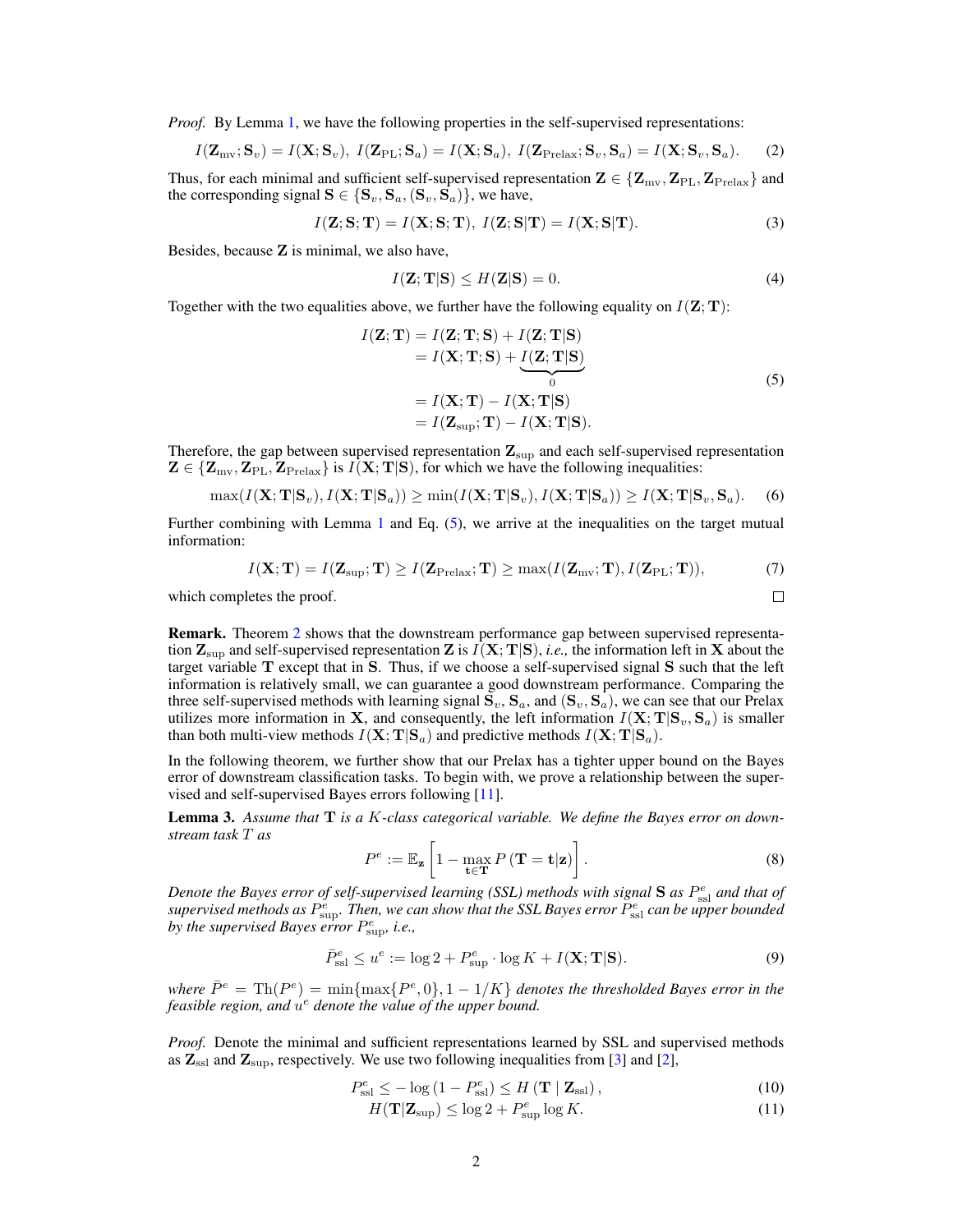*Proof.* By Lemma 1, we have the following properties in the self-supervised representations:

$$I(\mathbf{Z}_{\mathrm{mv}};\mathbf{S}_v)=I(\mathbf{X};\mathbf{S}_v),\ I(\mathbf{Z}_{\mathrm{PL}};\mathbf{S}_a)=I(\mathbf{X};\mathbf{S}_a),\ I(\mathbf{Z}_{\mathrm{Prelax}};\mathbf{S}_v,\mathbf{S}_a)=I(\mathbf{X};\mathbf{S}_v,\mathbf{S}_a). \tag{2}$$

Thus, for each minimal and sufficient self-supervised representation $\mathbf{Z}\in\{\mathbf{Z}_{\mathrm{mv}},\mathbf{Z}_{\mathrm{PL}},\mathbf{Z}_{\mathrm{Prelax}}\}$ and the corresponding signal $\mathbf{S}\in\{\mathbf{S}_v,\mathbf{S}_a,(\mathbf{S}_v,\mathbf{S}_a)\}$, we have,

$$I(\mathbf{Z};\mathbf{S};\mathbf{T})=I(\mathbf{X};\mathbf{S};\mathbf{T}),\ I(\mathbf{Z};\mathbf{S}|\mathbf{T})=I(\mathbf{X};\mathbf{S}|\mathbf{T}). \tag{3}$$

Besides, because $\mathbf{Z}$ is minimal, we also have,

$$I(\mathbf{Z};\mathbf{T}|\mathbf{S})\leq H(\mathbf{Z}|\mathbf{S})=0. \tag{4}$$

Together with the two equalities above, we further have the following equality on $I(\mathbf{Z};\mathbf{T})$:

$$\begin{aligned}I(\mathbf{Z};\mathbf{T})&=I(\mathbf{Z};\mathbf{T};\mathbf{S})+I(\mathbf{Z};\mathbf{T}|\mathbf{S})\\&=I(\mathbf{X};\mathbf{T};\mathbf{S})+\underbrace{I(\mathbf{Z};\mathbf{T}|\mathbf{S})}_{0}\\&=I(\mathbf{X};\mathbf{T})-I(\mathbf{X};\mathbf{T}|\mathbf{S})\\&=I(\mathbf{Z}_{\mathrm{sup}};\mathbf{T})-I(\mathbf{X};\mathbf{T}|\mathbf{S}).\end{aligned} \tag{5}$$

Therefore, the gap between supervised representation $\mathbf{Z}_{\mathrm{sup}}$ and each self-supervised representation $\mathbf{Z}\in\{\mathbf{Z}_{\mathrm{mv}},\mathbf{Z}_{\mathrm{PL}},\mathbf{Z}_{\mathrm{Prelax}}\}$ is $I(\mathbf{X};\mathbf{T}|\mathbf{S})$, for which we have the following inequalities:

$$\max(I(\mathbf{X};\mathbf{T}|\mathbf{S}_v),I(\mathbf{X};\mathbf{T}|\mathbf{S}_a))\geq\min(I(\mathbf{X};\mathbf{T}|\mathbf{S}_v),I(\mathbf{X};\mathbf{T}|\mathbf{S}_a))\geq I(\mathbf{X};\mathbf{T}|\mathbf{S}_v,\mathbf{S}_a). \tag{6}$$

Further combining with Lemma 1 and Eq. (5), we arrive at the inequalities on the target mutual information:

$$I(\mathbf{X};\mathbf{T})=I(\mathbf{Z}_{\mathrm{sup}};\mathbf{T})\geq I(\mathbf{Z}_{\mathrm{Prelax}};\mathbf{T})\geq\max(I(\mathbf{Z}_{\mathrm{mv}};\mathbf{T}),I(\mathbf{Z}_{\mathrm{PL}};\mathbf{T})), \tag{7}$$

which completes the proof. □

**Remark.** Theorem 2 shows that the downstream performance gap between supervised representation $\mathbf{Z}_{\mathrm{sup}}$ and self-supervised representation $\mathbf{Z}$ is $I(\mathbf{X};\mathbf{T}|\mathbf{S})$, *i.e.,* the information left in $\mathbf{X}$ about the target variable $\mathbf{T}$ except that in $\mathbf{S}$. Thus, if we choose a self-supervised signal $\mathbf{S}$ such that the left information is relatively small, we can guarantee a good downstream performance. Comparing the three self-supervised methods with learning signal $\mathbf{S}_v$, $\mathbf{S}_a$, and $(\mathbf{S}_v,\mathbf{S}_a)$, we can see that our Prelax utilizes more information in $\mathbf{X}$, and consequently, the left information $I(\mathbf{X};\mathbf{T}|\mathbf{S}_v,\mathbf{S}_a)$ is smaller than both multi-view methods $I(\mathbf{X};\mathbf{T}|\mathbf{S}_a)$ and predictive methods $I(\mathbf{X};\mathbf{T}|\mathbf{S}_a)$.

In the following theorem, we further show that our Prelax has a tighter upper bound on the Bayes error of downstream classification tasks. To begin with, we prove a relationship between the supervised and self-supervised Bayes errors following [11].

**Lemma 3.** *Assume that $\mathbf{T}$ is a $K$-class categorical variable. We define the Bayes error on downstream task $T$ as*

$$P^e:=\mathbb{E}_{\mathbf{z}}\left[1-\max_{\mathbf{t}\in\mathbf{T}}P\left(\mathbf{T}=\mathbf{t}|\mathbf{z}\right)\right]. \tag{8}$$

*Denote the Bayes error of self-supervised learning (SSL) methods with signal $\mathbf{S}$ as $P^e_{\mathrm{ssl}}$ and that of supervised methods as $P^e_{\mathrm{sup}}$. Then, we can show that the SSL Bayes error $P^e_{\mathrm{ssl}}$ can be upper bounded by the supervised Bayes error $P^e_{\mathrm{sup}}$, i.e.,*

$$\bar{P}^e_{\mathrm{ssl}}\leq u^e:=\log 2+P^e_{\mathrm{sup}}\cdot\log K+I(\mathbf{X};\mathbf{T}|\mathbf{S}). \tag{9}$$

*where $\bar{P}^e=\mathrm{Th}(P^e)=\min\{\max\{P^e,0\},1-1/K\}$ denotes the thresholded Bayes error in the feasible region, and $u^e$ denote the value of the upper bound.*

*Proof.* Denote the minimal and sufficient representations learned by SSL and supervised methods as $\mathbf{Z}_{\mathrm{ssl}}$ and $\mathbf{Z}_{\mathrm{sup}}$, respectively. We use two following inequalities from [3] and [2],

$$P^e_{\mathrm{ssl}}\leq-\log\left(1-P^e_{\mathrm{ssl}}\right)\leq H\left(\mathbf{T}\mid\mathbf{Z}_{\mathrm{ssl}}\right), \tag{10}$$

$$H(\mathbf{T}|\mathbf{Z}_{\mathrm{sup}})\leq\log 2+P^e_{\mathrm{sup}}\log K. \tag{11}$$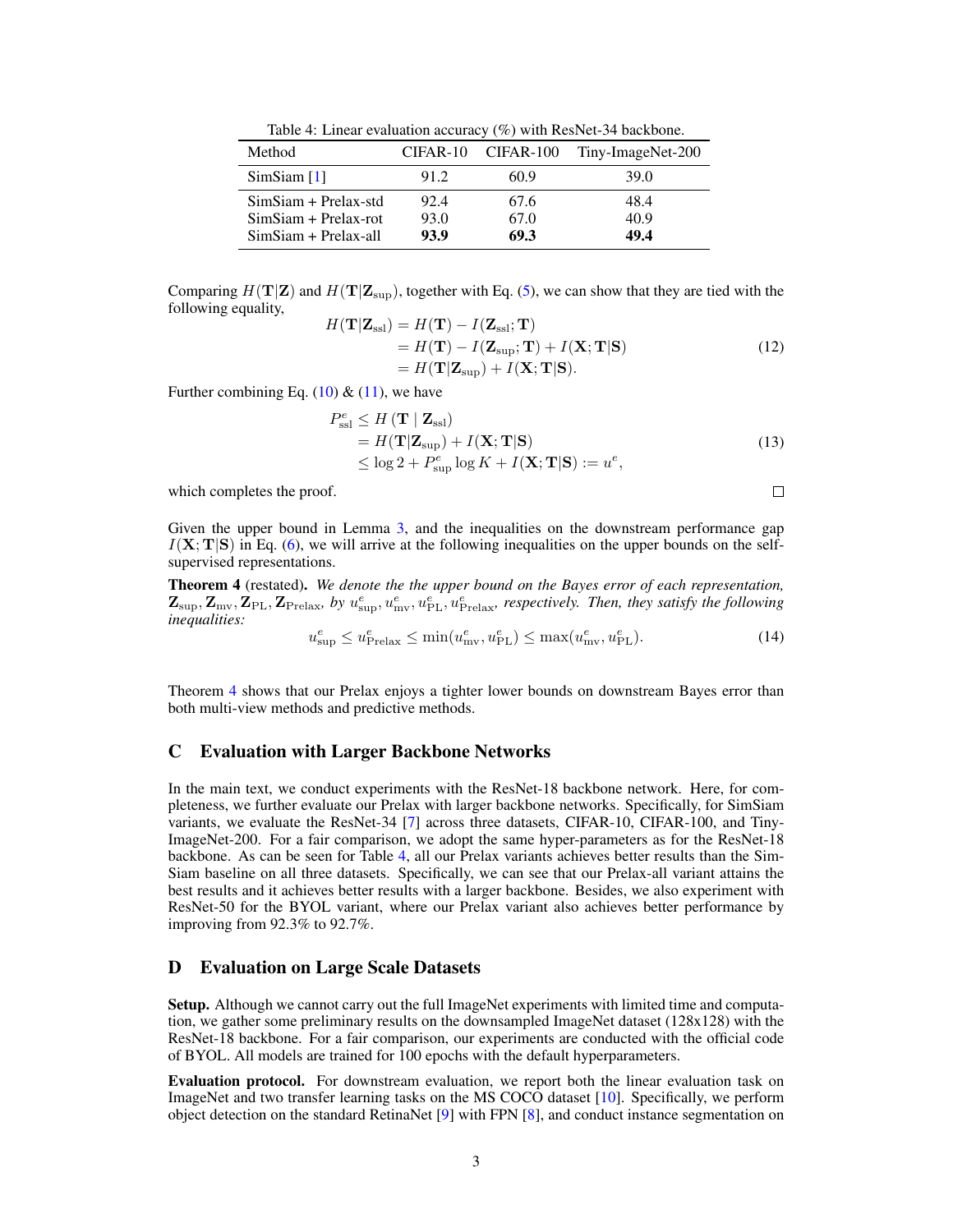Table 4: Linear evaluation accuracy (%) with ResNet-34 backbone.

| Method | CIFAR-10 | CIFAR-100 | Tiny-ImageNet-200 |
|---|---|---|---|
| SimSiam [1] | 91.2 | 60.9 | 39.0 |
| SimSiam + Prelax-std | 92.4 | 67.6 | 48.4 |
| SimSiam + Prelax-rot | 93.0 | 67.0 | 40.9 |
| SimSiam + Prelax-all | **93.9** | **69.3** | **49.4** |

Comparing $H(\mathbf{T}|\mathbf{Z})$ and $H(\mathbf{T}|\mathbf{Z}_{\text{sup}})$, together with Eq. (5), we can show that they are tied with the following equality,

$$
\begin{aligned}
H(\mathbf{T}|\mathbf{Z}_{\text{ssl}}) &= H(\mathbf{T}) - I(\mathbf{Z}_{\text{ssl}};\mathbf{T}) \\
&= H(\mathbf{T}) - I(\mathbf{Z}_{\text{sup}};\mathbf{T}) + I(\mathbf{X};\mathbf{T}|\mathbf{S}) \\
&= H(\mathbf{T}|\mathbf{Z}_{\text{sup}}) + I(\mathbf{X};\mathbf{T}|\mathbf{S}).
\end{aligned}
\tag{12}
$$

Further combining Eq. (10) & (11), we have

$$
\begin{aligned}
P_{\text{ssl}}^{e} &\leq H\left(\mathbf{T} \mid \mathbf{Z}_{\text{ssl}}\right) \\
&= H(\mathbf{T}|\mathbf{Z}_{\text{sup}}) + I(\mathbf{X};\mathbf{T}|\mathbf{S}) \\
&\leq \log 2 + P_{\text{sup}}^{e} \log K + I(\mathbf{X};\mathbf{T}|\mathbf{S}) := u^{e},
\end{aligned}
\tag{13}
$$

which completes the proof. □

Given the upper bound in Lemma 3, and the inequalities on the downstream performance gap $I(\mathbf{X};\mathbf{T}|\mathbf{S})$ in Eq. (6), we will arrive at the following inequalities on the upper bounds on the self-supervised representations.

**Theorem 4** (restated). *We denote the the upper bound on the Bayes error of each representation,* $\mathbf{Z}_{\text{sup}}, \mathbf{Z}_{\text{mv}}, \mathbf{Z}_{\text{PL}}, \mathbf{Z}_{\text{Prelax}}$*, by* $u_{\text{sup}}^{e}, u_{\text{mv}}^{e}, u_{\text{PL}}^{e}, u_{\text{Prelax}}^{e}$*, respectively. Then, they satisfy the following inequalities:*

$$
u_{\text{sup}}^{e} \leq u_{\text{Prelax}}^{e} \leq \min(u_{\text{mv}}^{e}, u_{\text{PL}}^{e}) \leq \max(u_{\text{mv}}^{e}, u_{\text{PL}}^{e}).
\tag{14}
$$

Theorem 4 shows that our Prelax enjoys a tighter lower bounds on downstream Bayes error than both multi-view methods and predictive methods.

## C Evaluation with Larger Backbone Networks

In the main text, we conduct experiments with the ResNet-18 backbone network. Here, for completeness, we further evaluate our Prelax with larger backbone networks. Specifically, for SimSiam variants, we evaluate the ResNet-34 [7] across three datasets, CIFAR-10, CIFAR-100, and Tiny-ImageNet-200. For a fair comparison, we adopt the same hyper-parameters as for the ResNet-18 backbone. As can be seen for Table 4, all our Prelax variants achieves better results than the SimSiam baseline on all three datasets. Specifically, we can see that our Prelax-all variant attains the best results and it achieves better results with a larger backbone. Besides, we also experiment with ResNet-50 for the BYOL variant, where our Prelax variant also achieves better performance by improving from 92.3% to 92.7%.

## D Evaluation on Large Scale Datasets

**Setup.** Although we cannot carry out the full ImageNet experiments with limited time and computation, we gather some preliminary results on the downsampled ImageNet dataset (128x128) with the ResNet-18 backbone. For a fair comparison, our experiments are conducted with the official code of BYOL. All models are trained for 100 epochs with the default hyperparameters.

**Evaluation protocol.** For downstream evaluation, we report both the linear evaluation task on ImageNet and two transfer learning tasks on the MS COCO dataset [10]. Specifically, we perform object detection on the standard RetinaNet [9] with FPN [8], and conduct instance segmentation on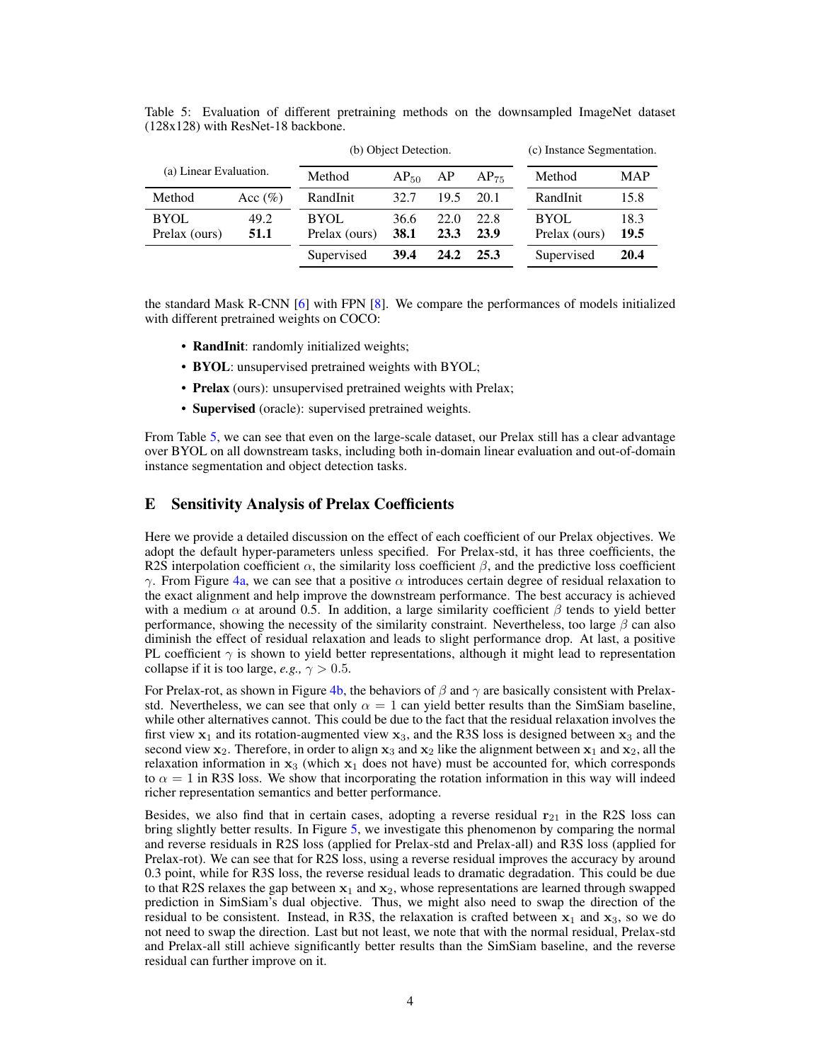Table 5: Evaluation of different pretraining methods on the downsampled ImageNet dataset (128x128) with ResNet-18 backbone.

(a) Linear Evaluation.

| Method | Acc (%) |
|---|---|
| BYOL | 49.2 |
| Prelax (ours) | **51.1** |

(b) Object Detection.

| Method | $AP_{50}$ | AP | $AP_{75}$ |
|---|---|---|---|
| RandInit | 32.7 | 19.5 | 20.1 |
| BYOL | 36.6 | 22.0 | 22.8 |
| Prelax (ours) | **38.1** | **23.3** | **23.9** |
| Supervised | **39.4** | **24.2** | **25.3** |

(c) Instance Segmentation.

| Method | MAP |
|---|---|
| RandInit | 15.8 |
| BYOL | 18.3 |
| Prelax (ours) | **19.5** |
| Supervised | **20.4** |

the standard Mask R-CNN [6] with FPN [8]. We compare the performances of models initialized with different pretrained weights on COCO:

- **RandInit**: randomly initialized weights;
- **BYOL**: unsupervised pretrained weights with BYOL;
- **Prelax** (ours): unsupervised pretrained weights with Prelax;
- **Supervised** (oracle): supervised pretrained weights.

From Table 5, we can see that even on the large-scale dataset, our Prelax still has a clear advantage over BYOL on all downstream tasks, including both in-domain linear evaluation and out-of-domain instance segmentation and object detection tasks.

# E Sensitivity Analysis of Prelax Coefficients

Here we provide a detailed discussion on the effect of each coefficient of our Prelax objectives. We adopt the default hyper-parameters unless specified. For Prelax-std, it has three coefficients, the R2S interpolation coefficient $\alpha$, the similarity loss coefficient $\beta$, and the predictive loss coefficient $\gamma$. From Figure 4a, we can see that a positive $\alpha$ introduces certain degree of residual relaxation to the exact alignment and help improve the downstream performance. The best accuracy is achieved with a medium $\alpha$ at around 0.5. In addition, a large similarity coefficient $\beta$ tends to yield better performance, showing the necessity of the similarity constraint. Nevertheless, too large $\beta$ can also diminish the effect of residual relaxation and leads to slight performance drop. At last, a positive PL coefficient $\gamma$ is shown to yield better representations, although it might lead to representation collapse if it is too large, *e.g.,* $\gamma > 0.5$.

For Prelax-rot, as shown in Figure 4b, the behaviors of $\beta$ and $\gamma$ are basically consistent with Prelax-std. Nevertheless, we can see that only $\alpha = 1$ can yield better results than the SimSiam baseline, while other alternatives cannot. This could be due to the fact that the residual relaxation involves the first view $\mathbf{x}_1$ and its rotation-augmented view $\mathbf{x}_3$, and the R3S loss is designed between $\mathbf{x}_3$ and the second view $\mathbf{x}_2$. Therefore, in order to align $\mathbf{x}_3$ and $\mathbf{x}_2$ like the alignment between $\mathbf{x}_1$ and $\mathbf{x}_2$, all the relaxation information in $\mathbf{x}_3$ (which $\mathbf{x}_1$ does not have) must be accounted for, which corresponds to $\alpha = 1$ in R3S loss. We show that incorporating the rotation information in this way will indeed richer representation semantics and better performance.

Besides, we also find that in certain cases, adopting a reverse residual $\mathbf{r}_{21}$ in the R2S loss can bring slightly better results. In Figure 5, we investigate this phenomenon by comparing the normal and reverse residuals in R2S loss (applied for Prelax-std and Prelax-all) and R3S loss (applied for Prelax-rot). We can see that for R2S loss, using a reverse residual improves the accuracy by around 0.3 point, while for R3S loss, the reverse residual leads to dramatic degradation. This could be due to that R2S relaxes the gap between $\mathbf{x}_1$ and $\mathbf{x}_2$, whose representations are learned through swapped prediction in SimSiam's dual objective. Thus, we might also need to swap the direction of the residual to be consistent. Instead, in R3S, the relaxation is crafted between $\mathbf{x}_1$ and $\mathbf{x}_3$, so we do not need to swap the direction. Last but not least, we note that with the normal residual, Prelax-std and Prelax-all still achieve significantly better results than the SimSiam baseline, and the reverse residual can further improve on it.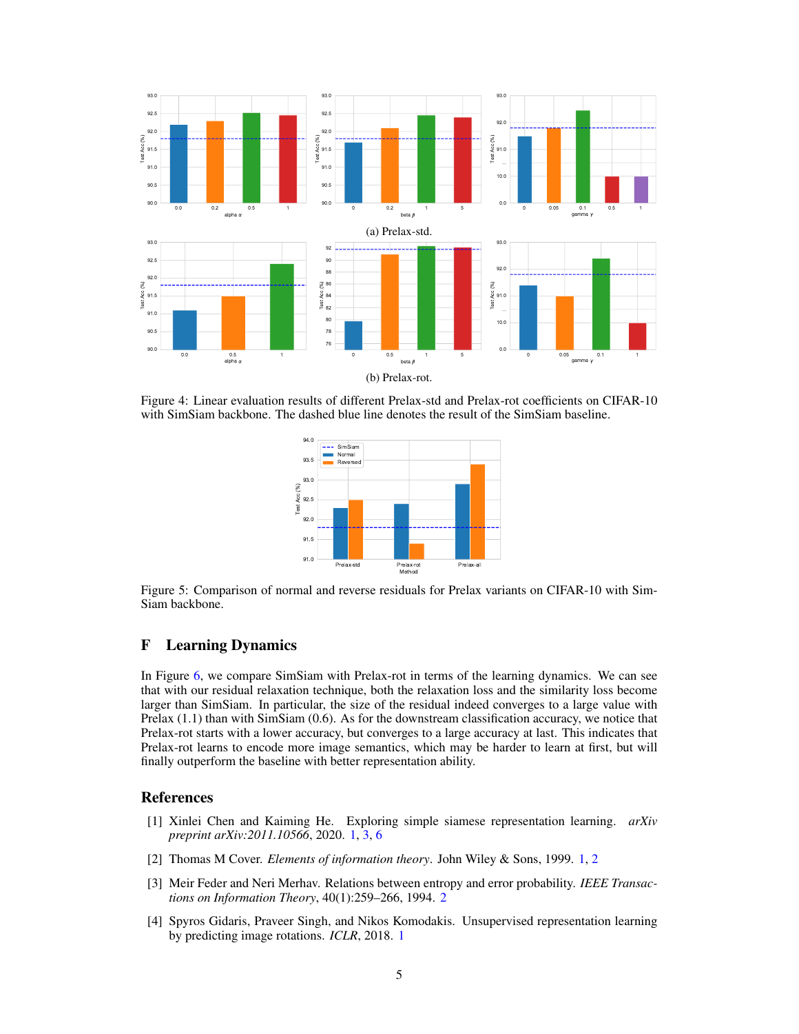(a) Prelax-std.

(b) Prelax-rot.

Figure 4: Linear evaluation results of different Prelax-std and Prelax-rot coefficients on CIFAR-10 with SimSiam backbone. The dashed blue line denotes the result of the SimSiam baseline.

Figure 5: Comparison of normal and reverse residuals for Prelax variants on CIFAR-10 with SimSiam backbone.

# F Learning Dynamics

In Figure 6, we compare SimSiam with Prelax-rot in terms of the learning dynamics. We can see that with our residual relaxation technique, both the relaxation loss and the similarity loss become larger than SimSiam. In particular, the size of the residual indeed converges to a large value with Prelax (1.1) than with SimSiam (0.6). As for the downstream classification accuracy, we notice that Prelax-rot starts with a lower accuracy, but converges to a large accuracy at last. This indicates that Prelax-rot learns to encode more image semantics, which may be harder to learn at first, but will finally outperform the baseline with better representation ability.

## References

[1] Xinlei Chen and Kaiming He. Exploring simple siamese representation learning. *arXiv preprint arXiv:2011.10566*, 2020. 1, 3, 6

[2] Thomas M Cover. *Elements of information theory*. John Wiley & Sons, 1999. 1, 2

[3] Meir Feder and Neri Merhav. Relations between entropy and error probability. *IEEE Transactions on Information Theory*, 40(1):259–266, 1994. 2

[4] Spyros Gidaris, Praveer Singh, and Nikos Komodakis. Unsupervised representation learning by predicting image rotations. *ICLR*, 2018. 1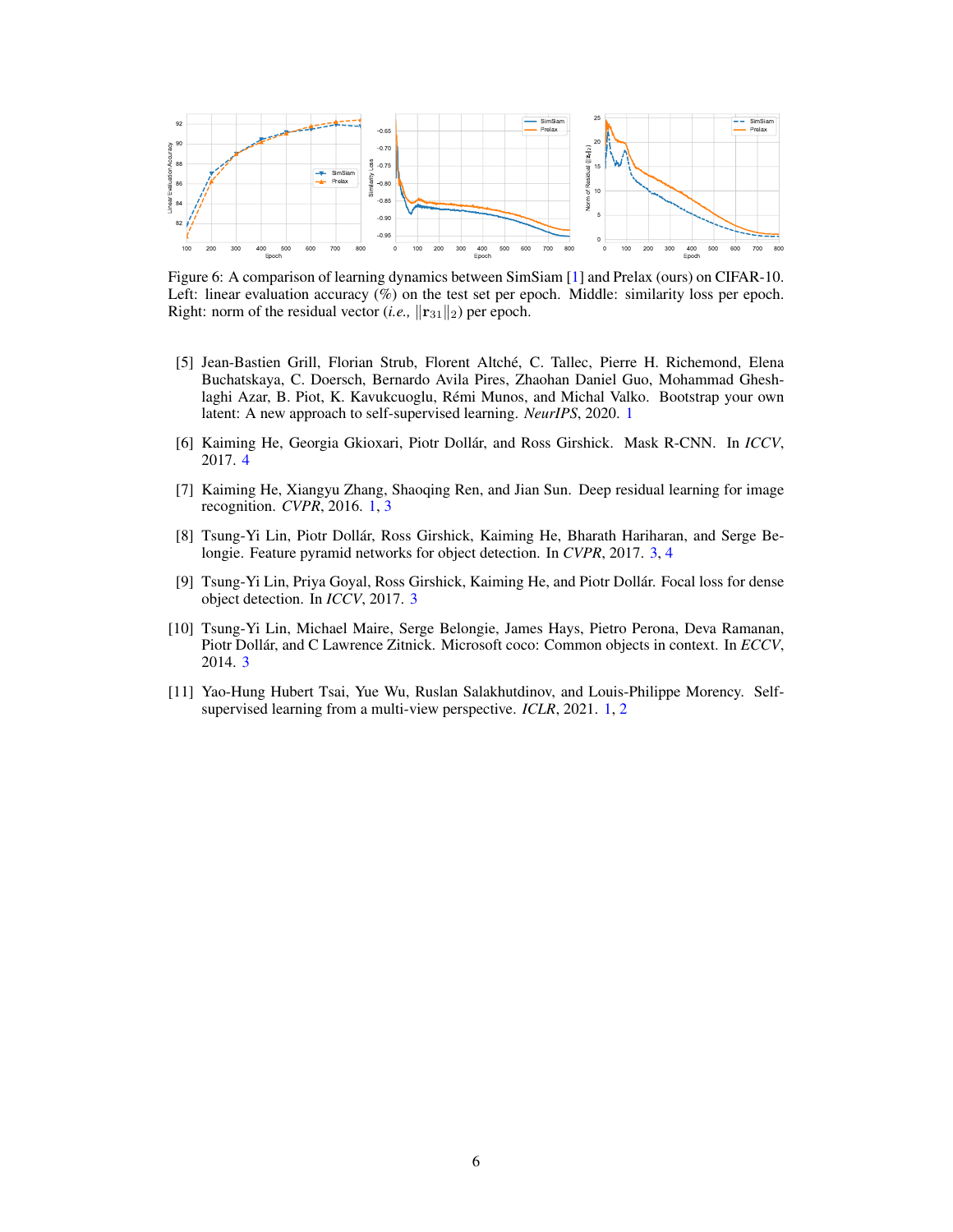92
90
88
86
84
82
Linear Evaluation Accuracy
100 200 300 400 500 600 700 800
Epoch
SimSiam
Prelax

-0.65
-0.70
-0.75
-0.80
-0.85
-0.90
-0.95
Similarity Loss
0 100 200 300 400 500 600 700 800
Epoch
SimSiam
Prelax

25
20
15
10
5
0
Norm of Residual ($\|\mathbf{z}_d\|_2$)
0 100 200 300 400 500 600 700 800
Epoch
SimSiam
Prelax

Figure 6: A comparison of learning dynamics between SimSiam [1] and Prelax (ours) on CIFAR-10. Left: linear evaluation accuracy (%) on the test set per epoch. Middle: similarity loss per epoch. Right: norm of the residual vector (*i.e.,* $\|\mathbf{r}_{31}\|_2$) per epoch.

[5] Jean-Bastien Grill, Florian Strub, Florent Altché, C. Tallec, Pierre H. Richemond, Elena Buchatskaya, C. Doersch, Bernardo Avila Pires, Zhaohan Daniel Guo, Mohammad Gheshlaghi Azar, B. Piot, K. Kavukcuoglu, Rémi Munos, and Michal Valko. Bootstrap your own latent: A new approach to self-supervised learning. *NeurIPS*, 2020. 1

[6] Kaiming He, Georgia Gkioxari, Piotr Dollár, and Ross Girshick. Mask R-CNN. In *ICCV*, 2017. 4

[7] Kaiming He, Xiangyu Zhang, Shaoqing Ren, and Jian Sun. Deep residual learning for image recognition. *CVPR*, 2016. 1, 3

[8] Tsung-Yi Lin, Piotr Dollár, Ross Girshick, Kaiming He, Bharath Hariharan, and Serge Belongie. Feature pyramid networks for object detection. In *CVPR*, 2017. 3, 4

[9] Tsung-Yi Lin, Priya Goyal, Ross Girshick, Kaiming He, and Piotr Dollár. Focal loss for dense object detection. In *ICCV*, 2017. 3

[10] Tsung-Yi Lin, Michael Maire, Serge Belongie, James Hays, Pietro Perona, Deva Ramanan, Piotr Dollár, and C Lawrence Zitnick. Microsoft coco: Common objects in context. In *ECCV*, 2014. 3

[11] Yao-Hung Hubert Tsai, Yue Wu, Ruslan Salakhutdinov, and Louis-Philippe Morency. Self-supervised learning from a multi-view perspective. *ICLR*, 2021. 1, 2